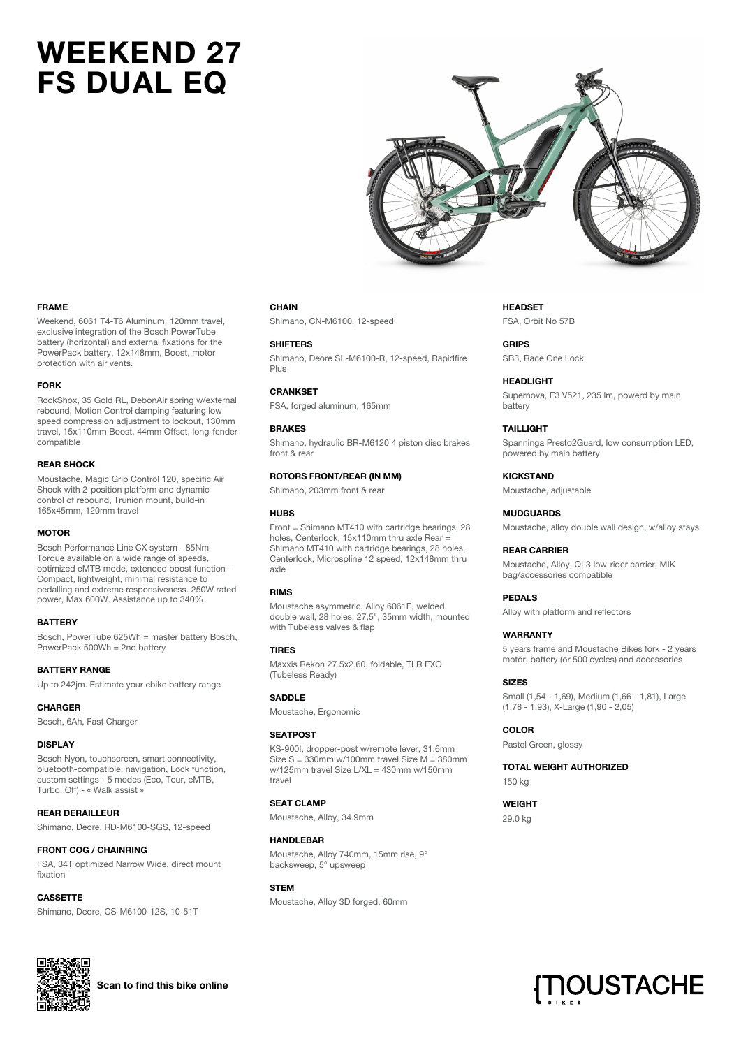# WEEKEND 27 FS DUAL EQ

#### FRAME

Weekend, 6061 T4-T6 Aluminum, 120mm travel, exclusive integration of the Bosch PowerTube battery (horizontal) and external fixations for the PowerPack battery, 12x148mm, Boost, motor protection with air vents.

#### FORK

RockShox, 35 Gold RL, DebonAir spring w/external rebound, Motion Control damping featuring low speed compression adjustment to lockout, 130mm travel, 15x110mm Boost, 44mm Offset, long-fender compatible

#### REAR SHOCK

Moustache, Magic Grip Control 120, specific Air Shock with 2-position platform and dynamic control of rebound, Trunion mount, build-in 165x45mm, 120mm travel

#### MOTOR

Bosch Performance Line CX system - 85Nm Torque available on a wide range of speeds, optimized eMTB mode, extended boost function - Compact, lightweight, minimal resistance to pedalling and extreme responsiveness. 250W rated power, Max 600W. Assistance up to 340%

#### BATTERY

Bosch, PowerTube 625Wh = master battery Bosch, PowerPack 500Wh = 2nd battery

#### BATTERY RANGE

Up to 242jm. Estimate your ebike battery range

#### CHARGER

Bosch, 6Ah, Fast Charger

#### DISPLAY

Bosch Nyon, touchscreen, smart connectivity, bluetooth-compatible, navigation, Lock function, custom settings - 5 modes (Eco, Tour, eMTB, Turbo, Off) - « Walk assist »

#### REAR DERAILLEUR

Shimano, Deore, RD-M6100-SGS, 12-speed

#### FRONT COG / CHAINRING

FSA, 34T optimized Narrow Wide, direct mount fixation

#### CASSETTE

Shimano, Deore, CS-M6100-12S, 10-51T

#### CHAIN

Shimano, CN-M6100, 12-speed

#### SHIFTERS

Shimano, Deore SL-M6100-R, 12-speed, Rapidfire Plus

#### CRANKSET

FSA, forged aluminum, 165mm

#### BRAKES

Shimano, hydraulic BR-M6120 4 piston disc brakes front & rear

#### ROTORS FRONT/REAR (IN MM)

Shimano, 203mm front & rear

#### HUBS

Front = Shimano MT410 with cartridge bearings, 28 holes, Centerlock, 15x110mm thru axle Rear = Shimano MT410 with cartridge bearings, 28 holes, Centerlock, Microspline 12 speed, 12x148mm thru axle

#### RIMS

Moustache asymmetric, Alloy 6061E, welded, double wall, 28 holes, 27,5", 35mm width, mounted with Tubeless valves & flap

#### TIRES

Maxxis Rekon 27.5x2.60, foldable, TLR EXO (Tubeless Ready)

#### SADDLE

Moustache, Ergonomic

#### SEATPOST

KS-900I, dropper-post w/remote lever, 31.6mm Size S = 330mm w/100mm travel Size M = 380mm w/125mm travel Size L/XL = 430mm w/150mm travel

#### SEAT CLAMP

Moustache, Alloy, 34.9mm

#### HANDLEBAR

Moustache, Alloy 740mm, 15mm rise, 9° backsweep, 5° upsweep

#### STEM

Moustache, Alloy 3D forged, 60mm

#### HEADSET

FSA, Orbit No 57B

#### GRIPS

SB3, Race One Lock

#### HEADLIGHT

Supernova, E3 V521, 235 lm, powerd by main battery

#### TAILLIGHT

Spanninga Presto2Guard, low consumption LED, powered by main battery

#### KICKSTAND

Moustache, adjustable

#### MUDGUARDS

Moustache, alloy double wall design, w/alloy stays

#### REAR CARRIER

Moustache, Alloy, QL3 low-rider carrier, MIK bag/accessories compatible

#### PEDALS

Alloy with platform and reflectors

#### WARRANTY

5 years frame and Moustache Bikes fork - 2 years motor, battery (or 500 cycles) and accessories

#### SIZES

Small (1,54 - 1,69), Medium (1,66 - 1,81), Large (1,78 - 1,93), X-Large (1,90 - 2,05)

#### COLOR

Pastel Green, glossy

#### TOTAL WEIGHT AUTHORIZED

150 kg

#### WEIGHT

29.0 kg

**Scan to find this bike online**

MOUSTACHE BIKES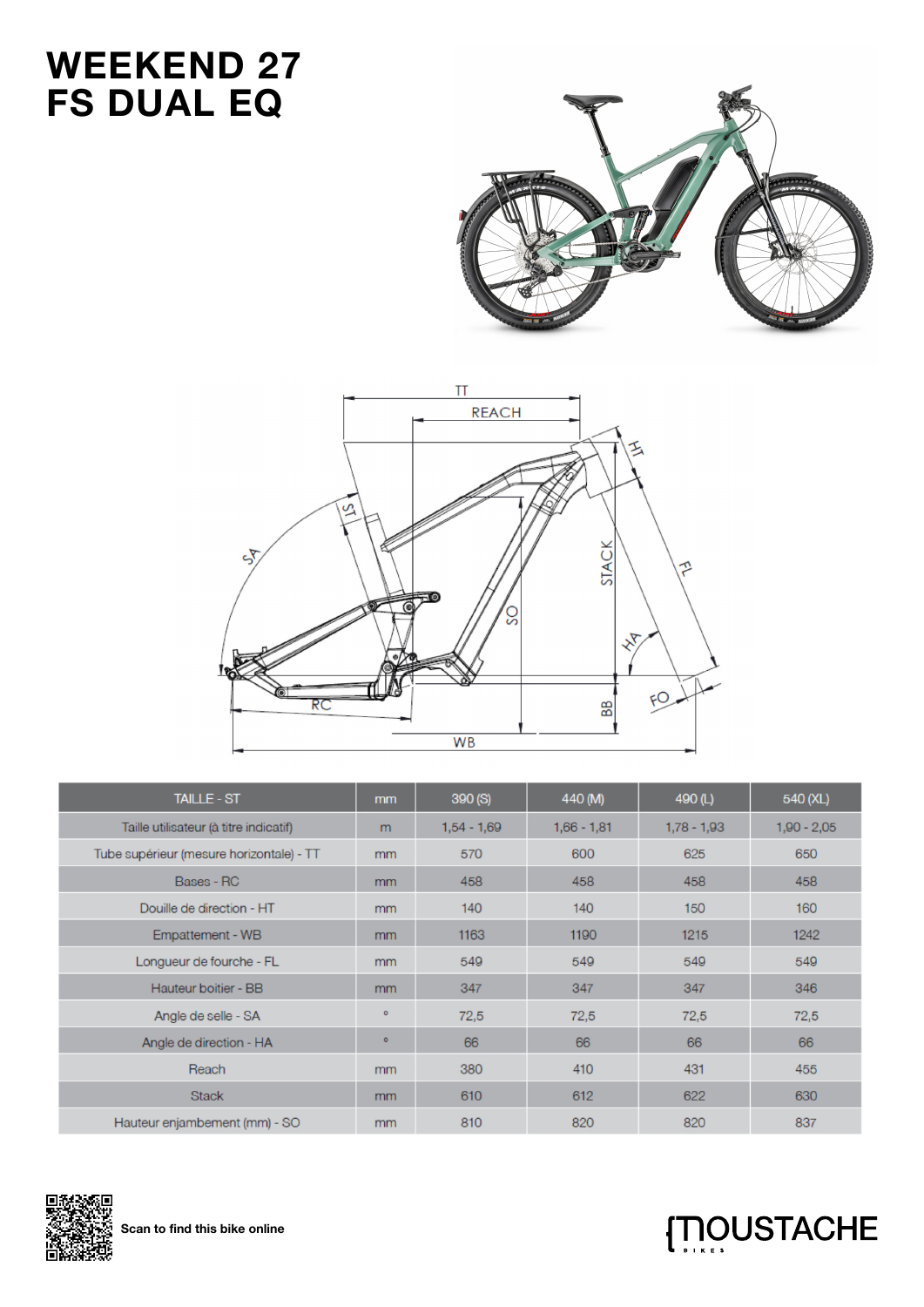# WEEKEND 27 FS DUAL EQ

TT

REACH

HT

ST

SA

STACK

FL

SO

HA

RC

BB

FO

WB

| TAILLE - ST | mm | 390 (S) | 440 (M) | 490 (L) | 540 (XL) |
|---|---|---|---|---|---|
| Taille utilisateur (à titre indicatif) | m | 1,54 - 1,69 | 1,66 - 1,81 | 1,78 - 1,93 | 1,90 - 2,05 |
| Tube supérieur (mesure horizontale) - TT | mm | 570 | 600 | 625 | 650 |
| Bases - RC | mm | 458 | 458 | 458 | 458 |
| Douille de direction - HT | mm | 140 | 140 | 150 | 160 |
| Empattement - WB | mm | 1163 | 1190 | 1215 | 1242 |
| Longueur de fourche - FL | mm | 549 | 549 | 549 | 549 |
| Hauteur boitier - BB | mm | 347 | 347 | 347 | 346 |
| Angle de selle - SA | ° | 72,5 | 72,5 | 72,5 | 72,5 |
| Angle de direction - HA | ° | 66 | 66 | 66 | 66 |
| Reach | mm | 380 | 410 | 431 | 455 |
| Stack | mm | 610 | 612 | 622 | 630 |
| Hauteur enjambement (mm) - SO | mm | 810 | 820 | 820 | 837 |

Scan to find this bike online

MOUSTACHE BIKES